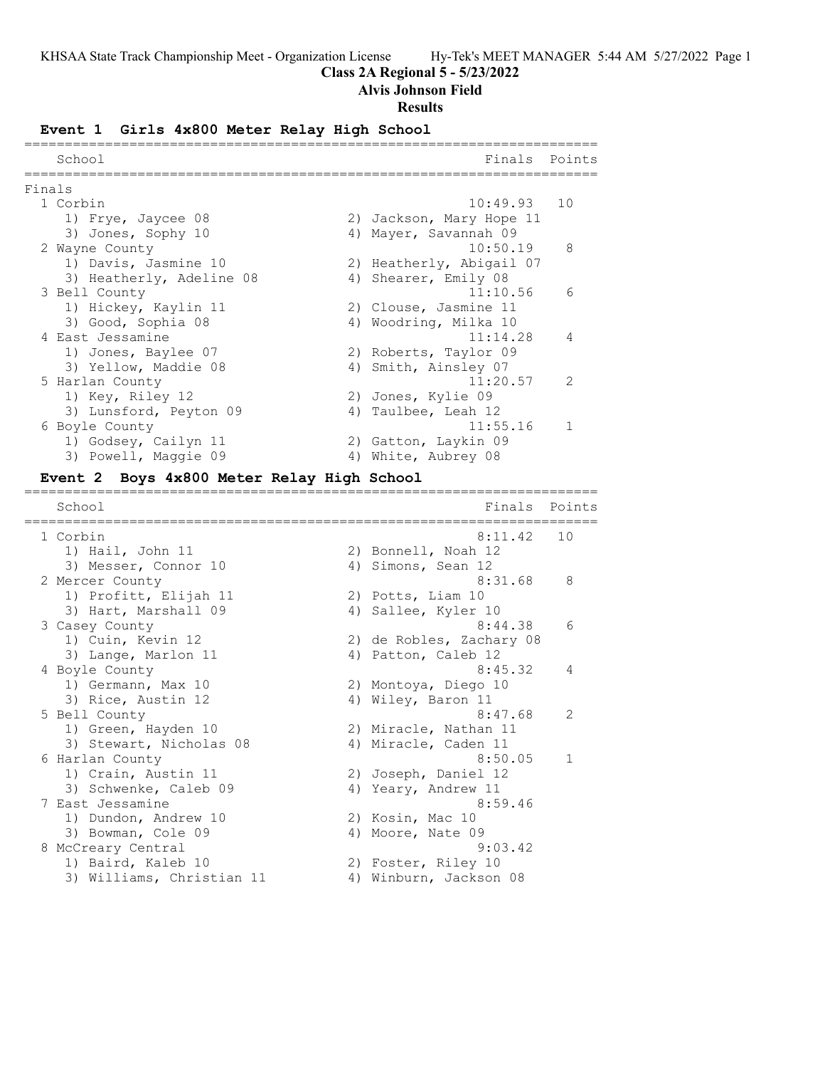KHSAA State Track Championship Meet - Organization License Hy-Tek's MEET MANAGER 5:44 AM 5/27/2022

**Class 2A Regional 5 - 5/23/2022**

**Alvis Johnson Field**

**Results**

### Event 1 Girls 4x800 Meter Relay High School

Finals

| Place | School | Finals | Points |
|---|---|---|---|
| 1 | Corbin | 10:49.93 | 10 |
| | 1) Frye, Jaycee 08; 2) Jackson, Mary Hope 11; 3) Jones, Sophy 10; 4) Mayer, Savannah 09 | | |
| 2 | Wayne County | 10:50.19 | 8 |
| | 1) Davis, Jasmine 10; 2) Heatherly, Abigail 07; 3) Heatherly, Adeline 08; 4) Shearer, Emily 08 | | |
| 3 | Bell County | 11:10.56 | 6 |
| | 1) Hickey, Kaylin 11; 2) Clouse, Jasmine 11; 3) Good, Sophia 08; 4) Woodring, Milka 10 | | |
| 4 | East Jessamine | 11:14.28 | 4 |
| | 1) Jones, Baylee 07; 2) Roberts, Taylor 09; 3) Yellow, Maddie 08; 4) Smith, Ainsley 07 | | |
| 5 | Harlan County | 11:20.57 | 2 |
| | 1) Key, Riley 12; 2) Jones, Kylie 09; 3) Lunsford, Peyton 09; 4) Taulbee, Leah 12 | | |
| 6 | Boyle County | 11:55.16 | 1 |
| | 1) Godsey, Cailyn 11; 2) Gatton, Laykin 09; 3) Powell, Maggie 09; 4) White, Aubrey 08 | | |

### Event 2 Boys 4x800 Meter Relay High School

| Place | School | Finals | Points |
|---|---|---|---|
| 1 | Corbin | 8:11.42 | 10 |
| | 1) Hail, John 11; 2) Bonnell, Noah 12; 3) Messer, Connor 10; 4) Simons, Sean 12 | | |
| 2 | Mercer County | 8:31.68 | 8 |
| | 1) Profitt, Elijah 11; 2) Potts, Liam 10; 3) Hart, Marshall 09; 4) Sallee, Kyler 10 | | |
| 3 | Casey County | 8:44.38 | 6 |
| | 1) Cuin, Kevin 12; 2) de Robles, Zachary 08; 3) Lange, Marlon 11; 4) Patton, Caleb 12 | | |
| 4 | Boyle County | 8:45.32 | 4 |
| | 1) Germann, Max 10; 2) Montoya, Diego 10; 3) Rice, Austin 12; 4) Wiley, Baron 11 | | |
| 5 | Bell County | 8:47.68 | 2 |
| | 1) Green, Hayden 10; 2) Miracle, Nathan 11; 3) Stewart, Nicholas 08; 4) Miracle, Caden 11 | | |
| 6 | Harlan County | 8:50.05 | 1 |
| | 1) Crain, Austin 11; 2) Joseph, Daniel 12; 3) Schwenke, Caleb 09; 4) Yeary, Andrew 11 | | |
| 7 | East Jessamine | 8:59.46 | |
| | 1) Dundon, Andrew 10; 2) Kosin, Mac 10; 3) Bowman, Cole 09; 4) Moore, Nate 09 | | |
| 8 | McCreary Central | 9:03.42 | |
| | 1) Baird, Kaleb 10; 2) Foster, Riley 10; 3) Williams, Christian 11; 4) Winburn, Jackson 08 | | |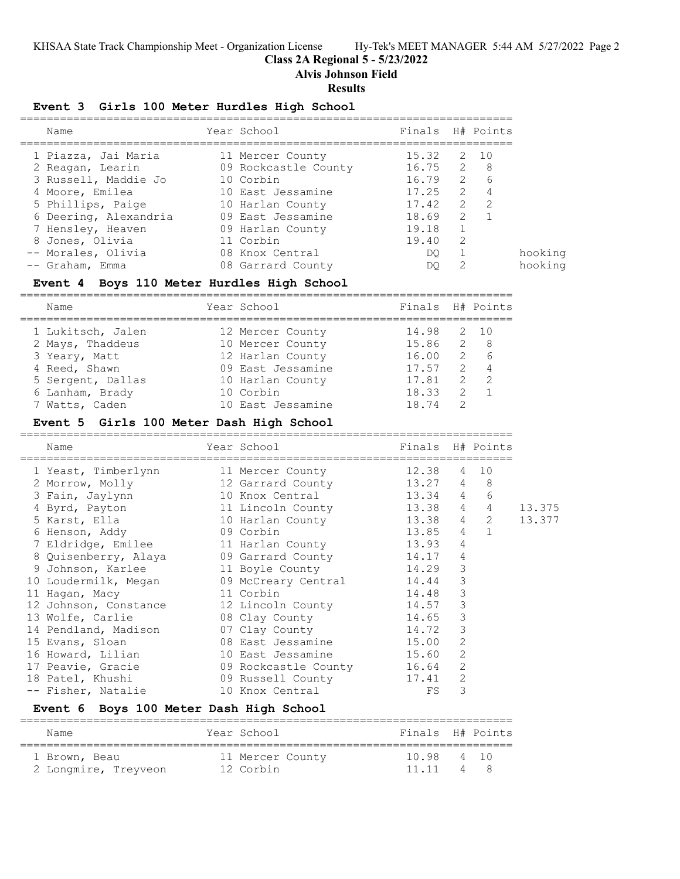## Class 2A Regional 5 - 5/23/2022

## Alvis Johnson Field

## Results

### Event 3 Girls 100 Meter Hurdles High School

| Place | Name | Year | School | Finals | H# | Points | |
|---|---|---|---|---|---|---|---|
| 1 | Piazza, Jai Maria | 11 | Mercer County | 15.32 | 2 | 10 | |
| 2 | Reagan, Learin | 09 | Rockcastle County | 16.75 | 2 | 8 | |
| 3 | Russell, Maddie Jo | 10 | Corbin | 16.79 | 2 | 6 | |
| 4 | Moore, Emilea | 10 | East Jessamine | 17.25 | 2 | 4 | |
| 5 | Phillips, Paige | 10 | Harlan County | 17.42 | 2 | 2 | |
| 6 | Deering, Alexandria | 09 | East Jessamine | 18.69 | 2 | 1 | |
| 7 | Hensley, Heaven | 09 | Harlan County | 19.18 | 1 | | |
| 8 | Jones, Olivia | 11 | Corbin | 19.40 | 2 | | |
| -- | Morales, Olivia | 08 | Knox Central | DQ | 1 | | hooking |
| -- | Graham, Emma | 08 | Garrard County | DQ | 2 | | hooking |

### Event 4 Boys 110 Meter Hurdles High School

| Place | Name | Year | School | Finals | H# | Points |
|---|---|---|---|---|---|---|
| 1 | Lukitsch, Jalen | 12 | Mercer County | 14.98 | 2 | 10 |
| 2 | Mays, Thaddeus | 10 | Mercer County | 15.86 | 2 | 8 |
| 3 | Yeary, Matt | 12 | Harlan County | 16.00 | 2 | 6 |
| 4 | Reed, Shawn | 09 | East Jessamine | 17.57 | 2 | 4 |
| 5 | Sergent, Dallas | 10 | Harlan County | 17.81 | 2 | 2 |
| 6 | Lanham, Brady | 10 | Corbin | 18.33 | 2 | 1 |
| 7 | Watts, Caden | 10 | East Jessamine | 18.74 | 2 | |

### Event 5 Girls 100 Meter Dash High School

| Place | Name | Year | School | Finals | H# | Points | |
|---|---|---|---|---|---|---|---|
| 1 | Yeast, Timberlynn | 11 | Mercer County | 12.38 | 4 | 10 | |
| 2 | Morrow, Molly | 12 | Garrard County | 13.27 | 4 | 8 | |
| 3 | Fain, Jaylynn | 10 | Knox Central | 13.34 | 4 | 6 | |
| 4 | Byrd, Payton | 11 | Lincoln County | 13.38 | 4 | 4 | 13.375 |
| 5 | Karst, Ella | 10 | Harlan County | 13.38 | 4 | 2 | 13.377 |
| 6 | Henson, Addy | 09 | Corbin | 13.85 | 4 | 1 | |
| 7 | Eldridge, Emilee | 11 | Harlan County | 13.93 | 4 | | |
| 8 | Quisenberry, Alaya | 09 | Garrard County | 14.17 | 4 | | |
| 9 | Johnson, Karlee | 11 | Boyle County | 14.29 | 3 | | |
| 10 | Loudermilk, Megan | 09 | McCreary Central | 14.44 | 3 | | |
| 11 | Hagan, Macy | 11 | Corbin | 14.48 | 3 | | |
| 12 | Johnson, Constance | 12 | Lincoln County | 14.57 | 3 | | |
| 13 | Wolfe, Carlie | 08 | Clay County | 14.65 | 3 | | |
| 14 | Pendland, Madison | 07 | Clay County | 14.72 | 3 | | |
| 15 | Evans, Sloan | 08 | East Jessamine | 15.00 | 2 | | |
| 16 | Howard, Lilian | 10 | East Jessamine | 15.60 | 2 | | |
| 17 | Peavie, Gracie | 09 | Rockcastle County | 16.64 | 2 | | |
| 18 | Patel, Khushi | 09 | Russell County | 17.41 | 2 | | |
| -- | Fisher, Natalie | 10 | Knox Central | FS | 3 | | |

### Event 6 Boys 100 Meter Dash High School

| Place | Name | Year | School | Finals | H# | Points |
|---|---|---|---|---|---|---|
| 1 | Brown, Beau | 11 | Mercer County | 10.98 | 4 | 10 |
| 2 | Longmire, Treyveon | 12 | Corbin | 11.11 | 4 | 8 |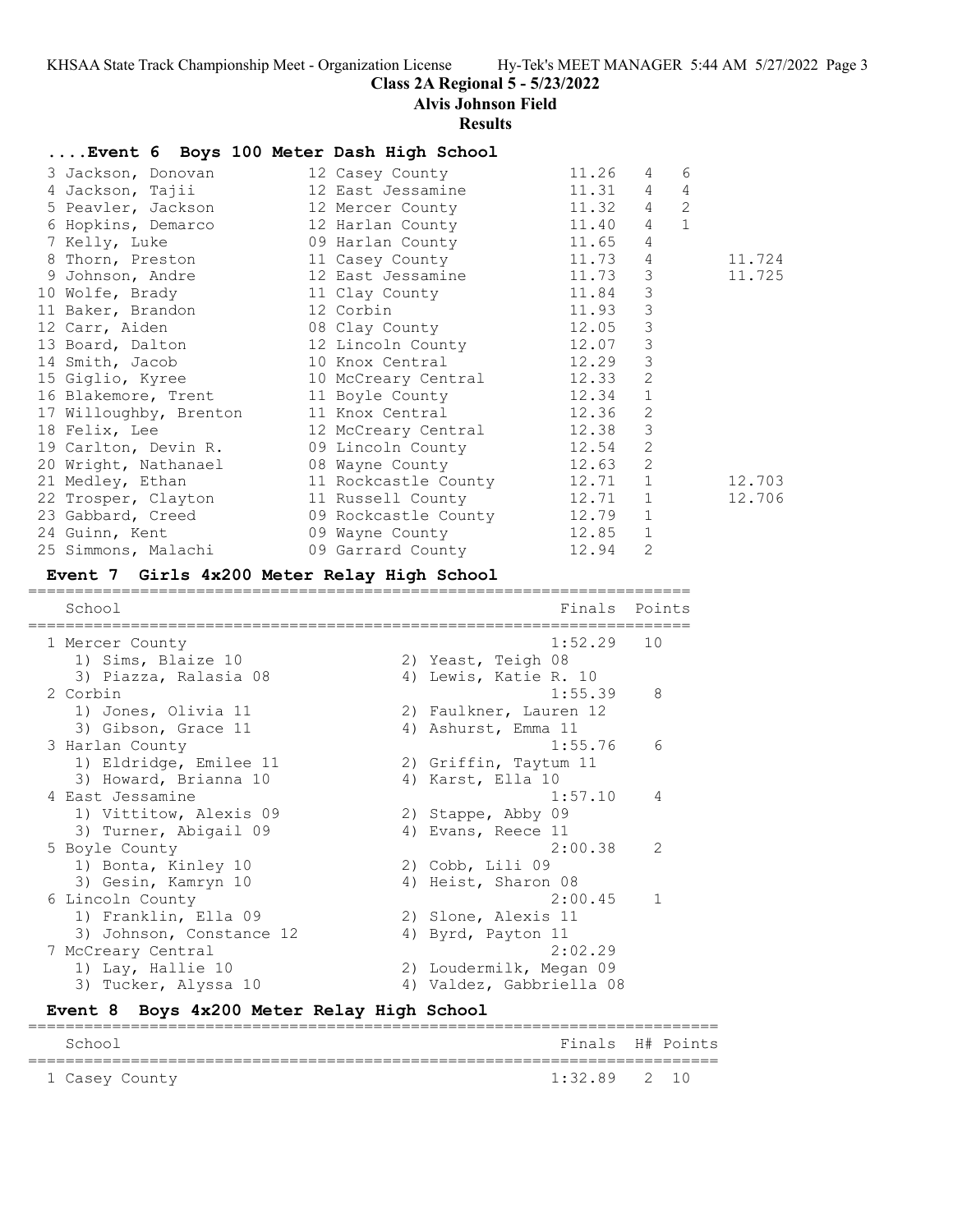KHSAA State Track Championship Meet - Organization License Hy-Tek's MEET MANAGER 5:44 AM 5/27/2022

**Class 2A Regional 5 - 5/23/2022**

**Alvis Johnson Field**

**Results**

### ....Event 6 Boys 100 Meter Dash High School

| Place | Name | Yr | School | Finals | H# | Points | |
|---|---|---|---|---|---|---|---|
| 3 | Jackson, Donovan | 12 | Casey County | 11.26 | 4 | 6 | |
| 4 | Jackson, Tajii | 12 | East Jessamine | 11.31 | 4 | 4 | |
| 5 | Peavler, Jackson | 12 | Mercer County | 11.32 | 4 | 2 | |
| 6 | Hopkins, Demarco | 12 | Harlan County | 11.40 | 4 | 1 | |
| 7 | Kelly, Luke | 09 | Harlan County | 11.65 | 4 | | |
| 8 | Thorn, Preston | 11 | Casey County | 11.73 | 4 | | 11.724 |
| 9 | Johnson, Andre | 12 | East Jessamine | 11.73 | 3 | | 11.725 |
| 10 | Wolfe, Brady | 11 | Clay County | 11.84 | 3 | | |
| 11 | Baker, Brandon | 12 | Corbin | 11.93 | 3 | | |
| 12 | Carr, Aiden | 08 | Clay County | 12.05 | 3 | | |
| 13 | Board, Dalton | 12 | Lincoln County | 12.07 | 3 | | |
| 14 | Smith, Jacob | 10 | Knox Central | 12.29 | 3 | | |
| 15 | Giglio, Kyree | 10 | McCreary Central | 12.33 | 2 | | |
| 16 | Blakemore, Trent | 11 | Boyle County | 12.34 | 1 | | |
| 17 | Willoughby, Brenton | 11 | Knox Central | 12.36 | 2 | | |
| 18 | Felix, Lee | 12 | McCreary Central | 12.38 | 3 | | |
| 19 | Carlton, Devin R. | 09 | Lincoln County | 12.54 | 2 | | |
| 20 | Wright, Nathanael | 08 | Wayne County | 12.63 | 2 | | |
| 21 | Medley, Ethan | 11 | Rockcastle County | 12.71 | 1 | | 12.703 |
| 22 | Trosper, Clayton | 11 | Russell County | 12.71 | 1 | | 12.706 |
| 23 | Gabbard, Creed | 09 | Rockcastle County | 12.79 | 1 | | |
| 24 | Guinn, Kent | 09 | Wayne County | 12.85 | 1 | | |
| 25 | Simmons, Malachi | 09 | Garrard County | 12.94 | 2 | | |

### Event 7 Girls 4x200 Meter Relay High School

| School | Finals | Points |
|---|---|---|
| 1 Mercer County | 1:52.29 | 10 |
| 1) Sims, Blaize 10; 2) Yeast, Teigh 08; 3) Piazza, Ralasia 08; 4) Lewis, Katie R. 10 | | |
| 2 Corbin | 1:55.39 | 8 |
| 1) Jones, Olivia 11; 2) Faulkner, Lauren 12; 3) Gibson, Grace 11; 4) Ashurst, Emma 11 | | |
| 3 Harlan County | 1:55.76 | 6 |
| 1) Eldridge, Emilee 11; 2) Griffin, Taytum 11; 3) Howard, Brianna 10; 4) Karst, Ella 10 | | |
| 4 East Jessamine | 1:57.10 | 4 |
| 1) Vittitow, Alexis 09; 2) Stappe, Abby 09; 3) Turner, Abigail 09; 4) Evans, Reece 11 | | |
| 5 Boyle County | 2:00.38 | 2 |
| 1) Bonta, Kinley 10; 2) Cobb, Lili 09; 3) Gesin, Kamryn 10; 4) Heist, Sharon 08 | | |
| 6 Lincoln County | 2:00.45 | 1 |
| 1) Franklin, Ella 09; 2) Slone, Alexis 11; 3) Johnson, Constance 12; 4) Byrd, Payton 11 | | |
| 7 McCreary Central | 2:02.29 | |
| 1) Lay, Hallie 10; 2) Loudermilk, Megan 09; 3) Tucker, Alyssa 10; 4) Valdez, Gabbriella 08 | | |

### Event 8 Boys 4x200 Meter Relay High School

| School | Finals | H# | Points |
|---|---|---|---|
| 1 Casey County | 1:32.89 | 2 | 10 |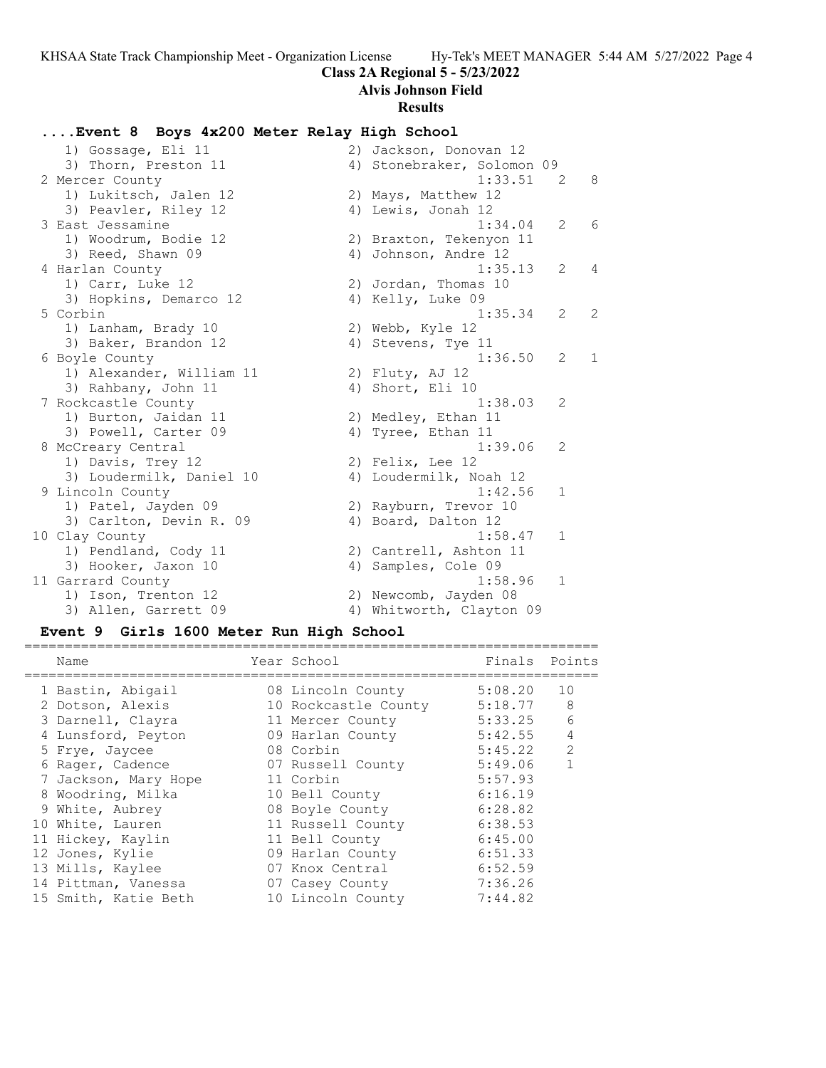## Class 2A Regional 5 - 5/23/2022

### Alvis Johnson Field

### Results

### ....Event 8 Boys 4x200 Meter Relay High School

| Place | School | Finals | H# | Points |
|---|---|---|---|---|
| | 1) Gossage, Eli 11; 2) Jackson, Donovan 12; 3) Thorn, Preston 11; 4) Stonebraker, Solomon 09 | | | |
| 2 | Mercer County | 1:33.51 | 2 | 8 |
| | 1) Lukitsch, Jalen 12; 2) Mays, Matthew 12; 3) Peavler, Riley 12; 4) Lewis, Jonah 12 | | | |
| 3 | East Jessamine | 1:34.04 | 2 | 6 |
| | 1) Woodrum, Bodie 12; 2) Braxton, Tekenyon 11; 3) Reed, Shawn 09; 4) Johnson, Andre 12 | | | |
| 4 | Harlan County | 1:35.13 | 2 | 4 |
| | 1) Carr, Luke 12; 2) Jordan, Thomas 10; 3) Hopkins, Demarco 12; 4) Kelly, Luke 09 | | | |
| 5 | Corbin | 1:35.34 | 2 | 2 |
| | 1) Lanham, Brady 10; 2) Webb, Kyle 12; 3) Baker, Brandon 12; 4) Stevens, Tye 11 | | | |
| 6 | Boyle County | 1:36.50 | 2 | 1 |
| | 1) Alexander, William 11; 2) Fluty, AJ 12; 3) Rahbany, John 11; 4) Short, Eli 10 | | | |
| 7 | Rockcastle County | 1:38.03 | 2 | |
| | 1) Burton, Jaidan 11; 2) Medley, Ethan 11; 3) Powell, Carter 09; 4) Tyree, Ethan 11 | | | |
| 8 | McCreary Central | 1:39.06 | 2 | |
| | 1) Davis, Trey 12; 2) Felix, Lee 12; 3) Loudermilk, Daniel 10; 4) Loudermilk, Noah 12 | | | |
| 9 | Lincoln County | 1:42.56 | 1 | |
| | 1) Patel, Jayden 09; 2) Rayburn, Trevor 10; 3) Carlton, Devin R. 09; 4) Board, Dalton 12 | | | |
| 10 | Clay County | 1:58.47 | 1 | |
| | 1) Pendland, Cody 11; 2) Cantrell, Ashton 11; 3) Hooker, Jaxon 10; 4) Samples, Cole 09 | | | |
| 11 | Garrard County | 1:58.96 | 1 | |
| | 1) Ison, Trenton 12; 2) Newcomb, Jayden 08; 3) Allen, Garrett 09; 4) Whitworth, Clayton 09 | | | |

### Event 9 Girls 1600 Meter Run High School

| Place | Name | Year | School | Finals | Points |
|---|---|---|---|---|---|
| 1 | Bastin, Abigail | 08 | Lincoln County | 5:08.20 | 10 |
| 2 | Dotson, Alexis | 10 | Rockcastle County | 5:18.77 | 8 |
| 3 | Darnell, Clayra | 11 | Mercer County | 5:33.25 | 6 |
| 4 | Lunsford, Peyton | 09 | Harlan County | 5:42.55 | 4 |
| 5 | Frye, Jaycee | 08 | Corbin | 5:45.22 | 2 |
| 6 | Rager, Cadence | 07 | Russell County | 5:49.06 | 1 |
| 7 | Jackson, Mary Hope | 11 | Corbin | 5:57.93 | |
| 8 | Woodring, Milka | 10 | Bell County | 6:16.19 | |
| 9 | White, Aubrey | 08 | Boyle County | 6:28.82 | |
| 10 | White, Lauren | 11 | Russell County | 6:38.53 | |
| 11 | Hickey, Kaylin | 11 | Bell County | 6:45.00 | |
| 12 | Jones, Kylie | 09 | Harlan County | 6:51.33 | |
| 13 | Mills, Kaylee | 07 | Knox Central | 6:52.59 | |
| 14 | Pittman, Vanessa | 07 | Casey County | 7:36.26 | |
| 15 | Smith, Katie Beth | 10 | Lincoln County | 7:44.82 | |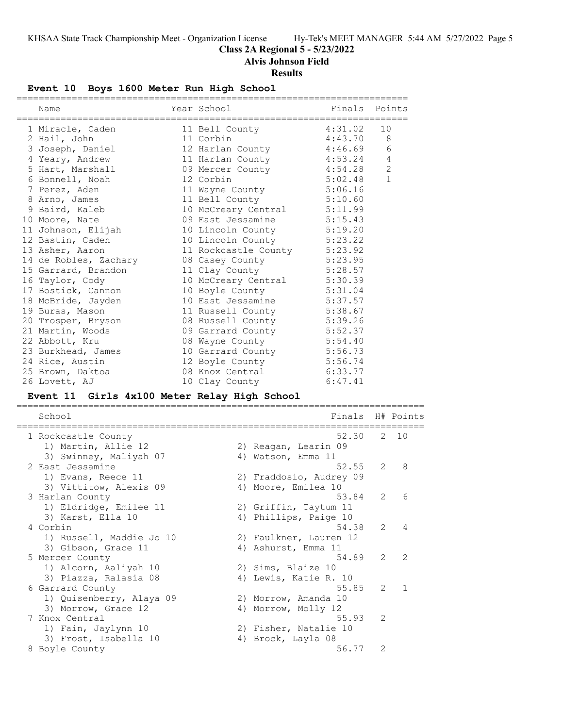# Class 2A Regional 5 - 5/23/2022

## Alvis Johnson Field

## Results

### Event 10 Boys 1600 Meter Run High School

| | Name | Year | School | Finals | Points |
|---|---|---|---|---|---|
| 1 | Miracle, Caden | 11 | Bell County | 4:31.02 | 10 |
| 2 | Hail, John | 11 | Corbin | 4:43.70 | 8 |
| 3 | Joseph, Daniel | 12 | Harlan County | 4:46.69 | 6 |
| 4 | Yeary, Andrew | 11 | Harlan County | 4:53.24 | 4 |
| 5 | Hart, Marshall | 09 | Mercer County | 4:54.28 | 2 |
| 6 | Bonnell, Noah | 12 | Corbin | 5:02.48 | 1 |
| 7 | Perez, Aden | 11 | Wayne County | 5:06.16 | |
| 8 | Arno, James | 11 | Bell County | 5:10.60 | |
| 9 | Baird, Kaleb | 10 | McCreary Central | 5:11.99 | |
| 10 | Moore, Nate | 09 | East Jessamine | 5:15.43 | |
| 11 | Johnson, Elijah | 10 | Lincoln County | 5:19.20 | |
| 12 | Bastin, Caden | 10 | Lincoln County | 5:23.22 | |
| 13 | Asher, Aaron | 11 | Rockcastle County | 5:23.92 | |
| 14 | de Robles, Zachary | 08 | Casey County | 5:23.95 | |
| 15 | Garrard, Brandon | 11 | Clay County | 5:28.57 | |
| 16 | Taylor, Cody | 10 | McCreary Central | 5:30.39 | |
| 17 | Bostick, Cannon | 10 | Boyle County | 5:31.04 | |
| 18 | McBride, Jayden | 10 | East Jessamine | 5:37.57 | |
| 19 | Buras, Mason | 11 | Russell County | 5:38.67 | |
| 20 | Trosper, Bryson | 08 | Russell County | 5:39.26 | |
| 21 | Martin, Woods | 09 | Garrard County | 5:52.37 | |
| 22 | Abbott, Kru | 08 | Wayne County | 5:54.40 | |
| 23 | Burkhead, James | 10 | Garrard County | 5:56.73 | |
| 24 | Rice, Austin | 12 | Boyle County | 5:56.74 | |
| 25 | Brown, Daktoa | 08 | Knox Central | 6:33.77 | |
| 26 | Lovett, AJ | 10 | Clay County | 6:47.41 | |

### Event 11 Girls 4x100 Meter Relay High School

| | School | Finals | H# | Points |
|---|---|---|---|---|
| 1 | Rockcastle County | 52.30 | 2 | 10 |
| | 1) Martin, Allie 12; 2) Reagan, Learin 09; 3) Swinney, Maliyah 07; 4) Watson, Emma 11 | | | |
| 2 | East Jessamine | 52.55 | 2 | 8 |
| | 1) Evans, Reece 11; 2) Fraddosio, Audrey 09; 3) Vittitow, Alexis 09; 4) Moore, Emilea 10 | | | |
| 3 | Harlan County | 53.84 | 2 | 6 |
| | 1) Eldridge, Emilee 11; 2) Griffin, Taytum 11; 3) Karst, Ella 10; 4) Phillips, Paige 10 | | | |
| 4 | Corbin | 54.38 | 2 | 4 |
| | 1) Russell, Maddie Jo 10; 2) Faulkner, Lauren 12; 3) Gibson, Grace 11; 4) Ashurst, Emma 11 | | | |
| 5 | Mercer County | 54.89 | 2 | 2 |
| | 1) Alcorn, Aaliyah 10; 2) Sims, Blaize 10; 3) Piazza, Ralasia 08; 4) Lewis, Katie R. 10 | | | |
| 6 | Garrard County | 55.85 | 2 | 1 |
| | 1) Quisenberry, Alaya 09; 2) Morrow, Amanda 10; 3) Morrow, Grace 12; 4) Morrow, Molly 12 | | | |
| 7 | Knox Central | 55.93 | 2 | |
| | 1) Fain, Jaylynn 10; 2) Fisher, Natalie 10; 3) Frost, Isabella 10; 4) Brock, Layla 08 | | | |
| 8 | Boyle County | 56.77 | 2 | |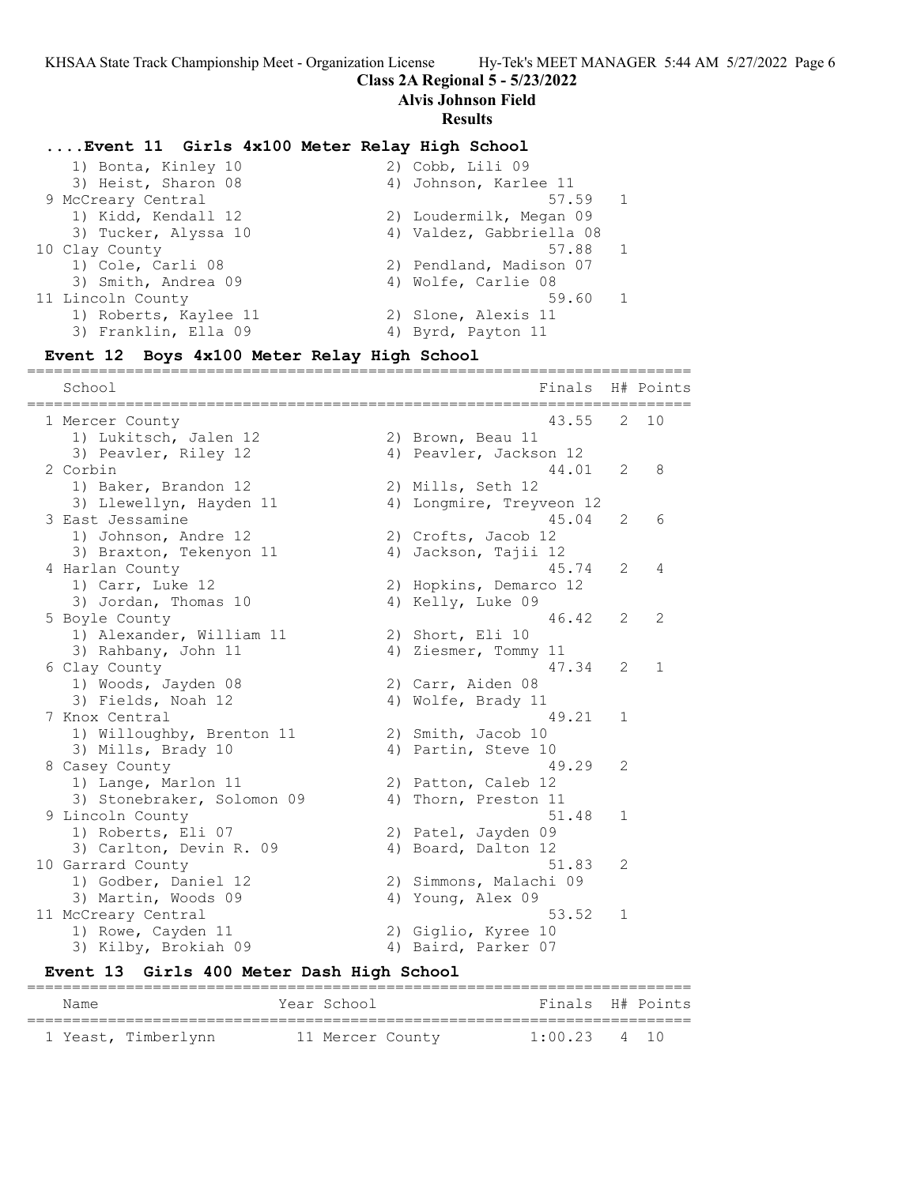### Class 2A Regional 5 - 5/23/2022

### Alvis Johnson Field

### Results

#### ....Event 11 Girls 4x100 Meter Relay High School

| School | | Finals | H# | Points |
|---|---|---|---|---|
| 1) Bonta, Kinley 10 | 2) Cobb, Lili 09 | | | |
| 3) Heist, Sharon 08 | 4) Johnson, Karlee 11 | | | |
| 9 McCreary Central | | 57.59 | 1 | |
| 1) Kidd, Kendall 12 | 2) Loudermilk, Megan 09 | | | |
| 3) Tucker, Alyssa 10 | 4) Valdez, Gabbriella 08 | | | |
| 10 Clay County | | 57.88 | 1 | |
| 1) Cole, Carli 08 | 2) Pendland, Madison 07 | | | |
| 3) Smith, Andrea 09 | 4) Wolfe, Carlie 08 | | | |
| 11 Lincoln County | | 59.60 | 1 | |
| 1) Roberts, Kaylee 11 | 2) Slone, Alexis 11 | | | |
| 3) Franklin, Ella 09 | 4) Byrd, Payton 11 | | | |

#### Event 12 Boys 4x100 Meter Relay High School

| School | | Finals | H# | Points |
|---|---|---|---|---|
| 1 Mercer County | | 43.55 | 2 | 10 |
| 1) Lukitsch, Jalen 12 | 2) Brown, Beau 11 | | | |
| 3) Peavler, Riley 12 | 4) Peavler, Jackson 12 | | | |
| 2 Corbin | | 44.01 | 2 | 8 |
| 1) Baker, Brandon 12 | 2) Mills, Seth 12 | | | |
| 3) Llewellyn, Hayden 11 | 4) Longmire, Treyveon 12 | | | |
| 3 East Jessamine | | 45.04 | 2 | 6 |
| 1) Johnson, Andre 12 | 2) Crofts, Jacob 12 | | | |
| 3) Braxton, Tekenyon 11 | 4) Jackson, Tajii 12 | | | |
| 4 Harlan County | | 45.74 | 2 | 4 |
| 1) Carr, Luke 12 | 2) Hopkins, Demarco 12 | | | |
| 3) Jordan, Thomas 10 | 4) Kelly, Luke 09 | | | |
| 5 Boyle County | | 46.42 | 2 | 2 |
| 1) Alexander, William 11 | 2) Short, Eli 10 | | | |
| 3) Rahbany, John 11 | 4) Ziesmer, Tommy 11 | | | |
| 6 Clay County | | 47.34 | 2 | 1 |
| 1) Woods, Jayden 08 | 2) Carr, Aiden 08 | | | |
| 3) Fields, Noah 12 | 4) Wolfe, Brady 11 | | | |
| 7 Knox Central | | 49.21 | 1 | |
| 1) Willoughby, Brenton 11 | 2) Smith, Jacob 10 | | | |
| 3) Mills, Brady 10 | 4) Partin, Steve 10 | | | |
| 8 Casey County | | 49.29 | 2 | |
| 1) Lange, Marlon 11 | 2) Patton, Caleb 12 | | | |
| 3) Stonebraker, Solomon 09 | 4) Thorn, Preston 11 | | | |
| 9 Lincoln County | | 51.48 | 1 | |
| 1) Roberts, Eli 07 | 2) Patel, Jayden 09 | | | |
| 3) Carlton, Devin R. 09 | 4) Board, Dalton 12 | | | |
| 10 Garrard County | | 51.83 | 2 | |
| 1) Godber, Daniel 12 | 2) Simmons, Malachi 09 | | | |
| 3) Martin, Woods 09 | 4) Young, Alex 09 | | | |
| 11 McCreary Central | | 53.52 | 1 | |
| 1) Rowe, Cayden 11 | 2) Giglio, Kyree 10 | | | |
| 3) Kilby, Brokiah 09 | 4) Baird, Parker 07 | | | |

#### Event 13 Girls 400 Meter Dash High School

| Name | Year | School | Finals | H# | Points |
|---|---|---|---|---|---|
| 1 Yeast, Timberlynn | 11 | Mercer County | 1:00.23 | 4 | 10 |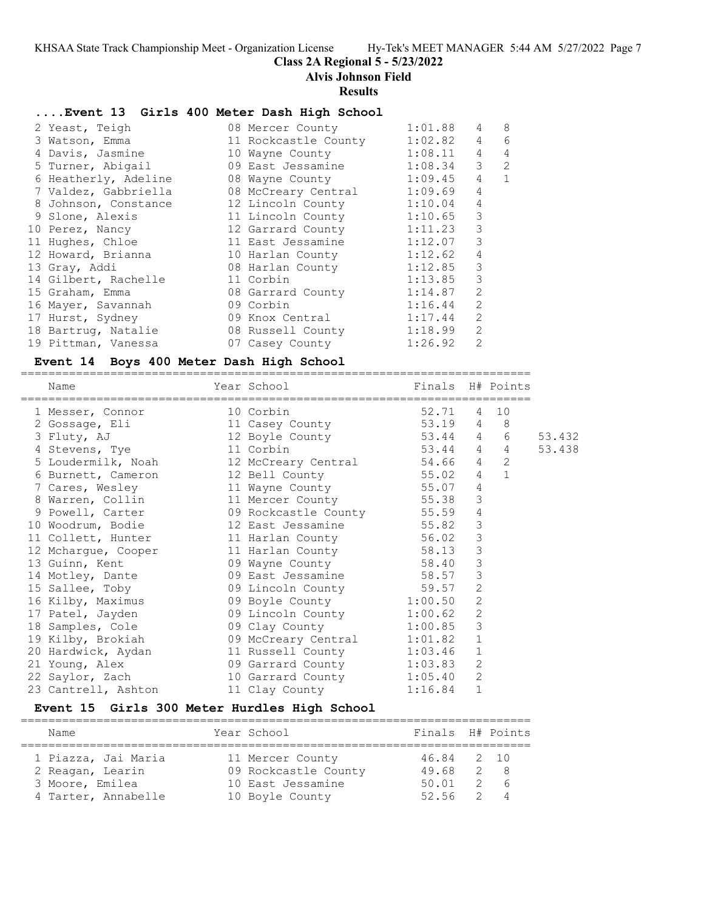Class 2A Regional 5 - 5/23/2022

Alvis Johnson Field

Results

#### ....Event 13 Girls 400 Meter Dash High School

| Name | Year | School | Finals | H# | Points |
|---|---|---|---|---|---|
| 2 Yeast, Teigh | 08 | Mercer County | 1:01.88 | 4 | 8 |
| 3 Watson, Emma | 11 | Rockcastle County | 1:02.82 | 4 | 6 |
| 4 Davis, Jasmine | 10 | Wayne County | 1:08.11 | 4 | 4 |
| 5 Turner, Abigail | 09 | East Jessamine | 1:08.34 | 3 | 2 |
| 6 Heatherly, Adeline | 08 | Wayne County | 1:09.45 | 4 | 1 |
| 7 Valdez, Gabbriella | 08 | McCreary Central | 1:09.69 | 4 | |
| 8 Johnson, Constance | 12 | Lincoln County | 1:10.04 | 4 | |
| 9 Slone, Alexis | 11 | Lincoln County | 1:10.65 | 3 | |
| 10 Perez, Nancy | 12 | Garrard County | 1:11.23 | 3 | |
| 11 Hughes, Chloe | 11 | East Jessamine | 1:12.07 | 3 | |
| 12 Howard, Brianna | 10 | Harlan County | 1:12.62 | 4 | |
| 13 Gray, Addi | 08 | Harlan County | 1:12.85 | 3 | |
| 14 Gilbert, Rachelle | 11 | Corbin | 1:13.85 | 3 | |
| 15 Graham, Emma | 08 | Garrard County | 1:14.87 | 2 | |
| 16 Mayer, Savannah | 09 | Corbin | 1:16.44 | 2 | |
| 17 Hurst, Sydney | 09 | Knox Central | 1:17.44 | 2 | |
| 18 Bartrug, Natalie | 08 | Russell County | 1:18.99 | 2 | |
| 19 Pittman, Vanessa | 07 | Casey County | 1:26.92 | 2 | |

#### Event 14 Boys 400 Meter Dash High School

| Name | Year | School | Finals | H# | Points | |
|---|---|---|---|---|---|---|
| 1 Messer, Connor | 10 | Corbin | 52.71 | 4 | 10 | |
| 2 Gossage, Eli | 11 | Casey County | 53.19 | 4 | 8 | |
| 3 Fluty, AJ | 12 | Boyle County | 53.44 | 4 | 6 | 53.432 |
| 4 Stevens, Tye | 11 | Corbin | 53.44 | 4 | 4 | 53.438 |
| 5 Loudermilk, Noah | 12 | McCreary Central | 54.66 | 4 | 2 | |
| 6 Burnett, Cameron | 12 | Bell County | 55.02 | 4 | 1 | |
| 7 Cares, Wesley | 11 | Wayne County | 55.07 | 4 | | |
| 8 Warren, Collin | 11 | Mercer County | 55.38 | 3 | | |
| 9 Powell, Carter | 09 | Rockcastle County | 55.59 | 4 | | |
| 10 Woodrum, Bodie | 12 | East Jessamine | 55.82 | 3 | | |
| 11 Collett, Hunter | 11 | Harlan County | 56.02 | 3 | | |
| 12 Mchargue, Cooper | 11 | Harlan County | 58.13 | 3 | | |
| 13 Guinn, Kent | 09 | Wayne County | 58.40 | 3 | | |
| 14 Motley, Dante | 09 | East Jessamine | 58.57 | 3 | | |
| 15 Sallee, Toby | 09 | Lincoln County | 59.57 | 2 | | |
| 16 Kilby, Maximus | 09 | Boyle County | 1:00.50 | 2 | | |
| 17 Patel, Jayden | 09 | Lincoln County | 1:00.62 | 2 | | |
| 18 Samples, Cole | 09 | Clay County | 1:00.85 | 3 | | |
| 19 Kilby, Brokiah | 09 | McCreary Central | 1:01.82 | 1 | | |
| 20 Hardwick, Aydan | 11 | Russell County | 1:03.46 | 1 | | |
| 21 Young, Alex | 09 | Garrard County | 1:03.83 | 2 | | |
| 22 Saylor, Zach | 10 | Garrard County | 1:05.40 | 2 | | |
| 23 Cantrell, Ashton | 11 | Clay County | 1:16.84 | 1 | | |

#### Event 15 Girls 300 Meter Hurdles High School

| Name | Year | School | Finals | H# | Points |
|---|---|---|---|---|---|
| 1 Piazza, Jai Maria | 11 | Mercer County | 46.84 | 2 | 10 |
| 2 Reagan, Learin | 09 | Rockcastle County | 49.68 | 2 | 8 |
| 3 Moore, Emilea | 10 | East Jessamine | 50.01 | 2 | 6 |
| 4 Tarter, Annabelle | 10 | Boyle County | 52.56 | 2 | 4 |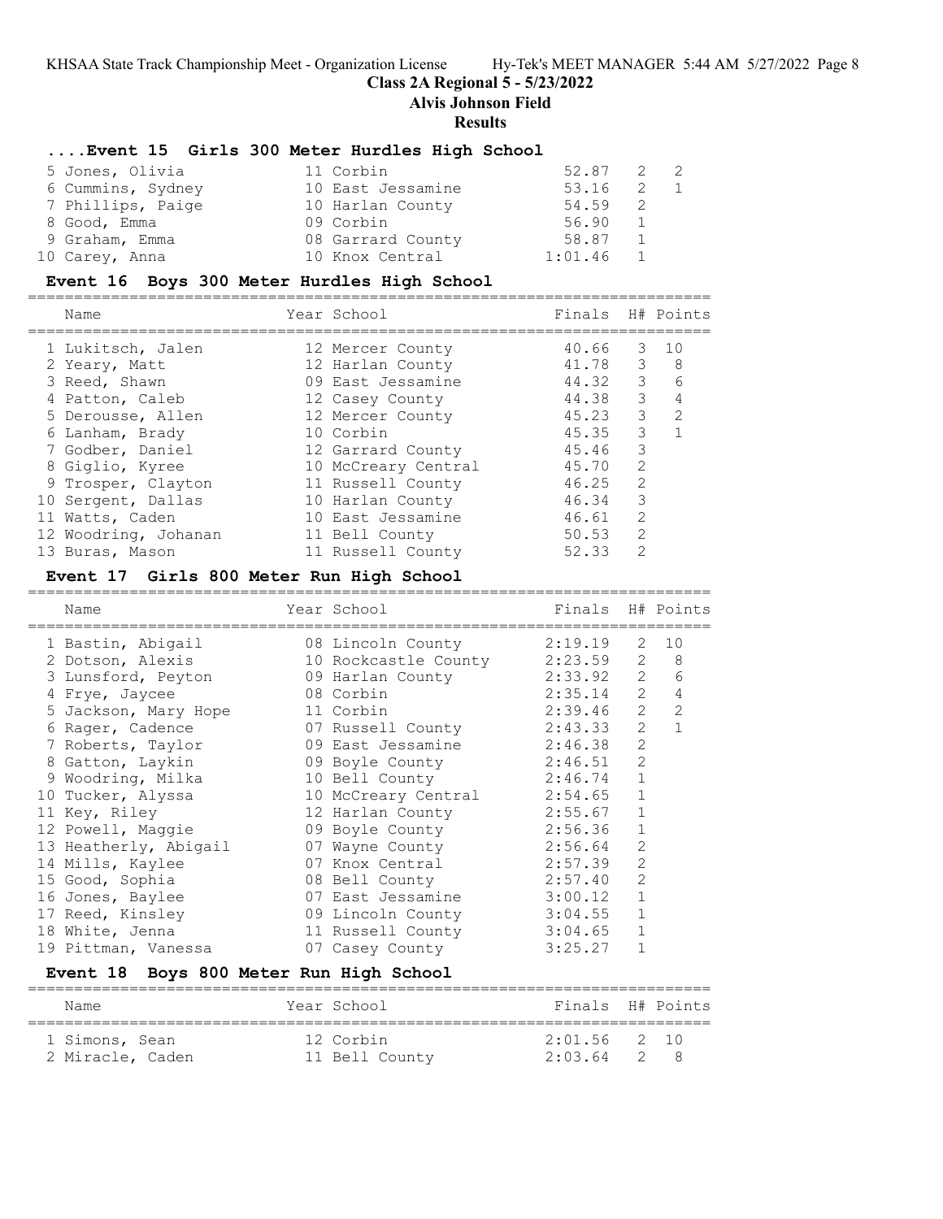## Class 2A Regional 5 - 5/23/2022

**Alvis Johnson Field**

**Results**

### ....Event 15 Girls 300 Meter Hurdles High School

| Place | Name | Year | School | Finals | H# | Points |
|---|---|---|---|---|---|---|
| 5 | Jones, Olivia | 11 | Corbin | 52.87 | 2 | 2 |
| 6 | Cummins, Sydney | 10 | East Jessamine | 53.16 | 2 | 1 |
| 7 | Phillips, Paige | 10 | Harlan County | 54.59 | 2 | |
| 8 | Good, Emma | 09 | Corbin | 56.90 | 1 | |
| 9 | Graham, Emma | 08 | Garrard County | 58.87 | 1 | |
| 10 | Carey, Anna | 10 | Knox Central | 1:01.46 | 1 | |

### Event 16 Boys 300 Meter Hurdles High School

| Place | Name | Year | School | Finals | H# | Points |
|---|---|---|---|---|---|---|
| 1 | Lukitsch, Jalen | 12 | Mercer County | 40.66 | 3 | 10 |
| 2 | Yeary, Matt | 12 | Harlan County | 41.78 | 3 | 8 |
| 3 | Reed, Shawn | 09 | East Jessamine | 44.32 | 3 | 6 |
| 4 | Patton, Caleb | 12 | Casey County | 44.38 | 3 | 4 |
| 5 | Derousse, Allen | 12 | Mercer County | 45.23 | 3 | 2 |
| 6 | Lanham, Brady | 10 | Corbin | 45.35 | 3 | 1 |
| 7 | Godber, Daniel | 12 | Garrard County | 45.46 | 3 | |
| 8 | Giglio, Kyree | 10 | McCreary Central | 45.70 | 2 | |
| 9 | Trosper, Clayton | 11 | Russell County | 46.25 | 2 | |
| 10 | Sergent, Dallas | 10 | Harlan County | 46.34 | 3 | |
| 11 | Watts, Caden | 10 | East Jessamine | 46.61 | 2 | |
| 12 | Woodring, Johanan | 11 | Bell County | 50.53 | 2 | |
| 13 | Buras, Mason | 11 | Russell County | 52.33 | 2 | |

### Event 17 Girls 800 Meter Run High School

| Place | Name | Year | School | Finals | H# | Points |
|---|---|---|---|---|---|---|
| 1 | Bastin, Abigail | 08 | Lincoln County | 2:19.19 | 2 | 10 |
| 2 | Dotson, Alexis | 10 | Rockcastle County | 2:23.59 | 2 | 8 |
| 3 | Lunsford, Peyton | 09 | Harlan County | 2:33.92 | 2 | 6 |
| 4 | Frye, Jaycee | 08 | Corbin | 2:35.14 | 2 | 4 |
| 5 | Jackson, Mary Hope | 11 | Corbin | 2:39.46 | 2 | 2 |
| 6 | Rager, Cadence | 07 | Russell County | 2:43.33 | 2 | 1 |
| 7 | Roberts, Taylor | 09 | East Jessamine | 2:46.38 | 2 | |
| 8 | Gatton, Laykin | 09 | Boyle County | 2:46.51 | 2 | |
| 9 | Woodring, Milka | 10 | Bell County | 2:46.74 | 1 | |
| 10 | Tucker, Alyssa | 10 | McCreary Central | 2:54.65 | 1 | |
| 11 | Key, Riley | 12 | Harlan County | 2:55.67 | 1 | |
| 12 | Powell, Maggie | 09 | Boyle County | 2:56.36 | 1 | |
| 13 | Heatherly, Abigail | 07 | Wayne County | 2:56.64 | 2 | |
| 14 | Mills, Kaylee | 07 | Knox Central | 2:57.39 | 2 | |
| 15 | Good, Sophia | 08 | Bell County | 2:57.40 | 2 | |
| 16 | Jones, Baylee | 07 | East Jessamine | 3:00.12 | 1 | |
| 17 | Reed, Kinsley | 09 | Lincoln County | 3:04.55 | 1 | |
| 18 | White, Jenna | 11 | Russell County | 3:04.65 | 1 | |
| 19 | Pittman, Vanessa | 07 | Casey County | 3:25.27 | 1 | |

### Event 18 Boys 800 Meter Run High School

| Place | Name | Year | School | Finals | H# | Points |
|---|---|---|---|---|---|---|
| 1 | Simons, Sean | 12 | Corbin | 2:01.56 | 2 | 10 |
| 2 | Miracle, Caden | 11 | Bell County | 2:03.64 | 2 | 8 |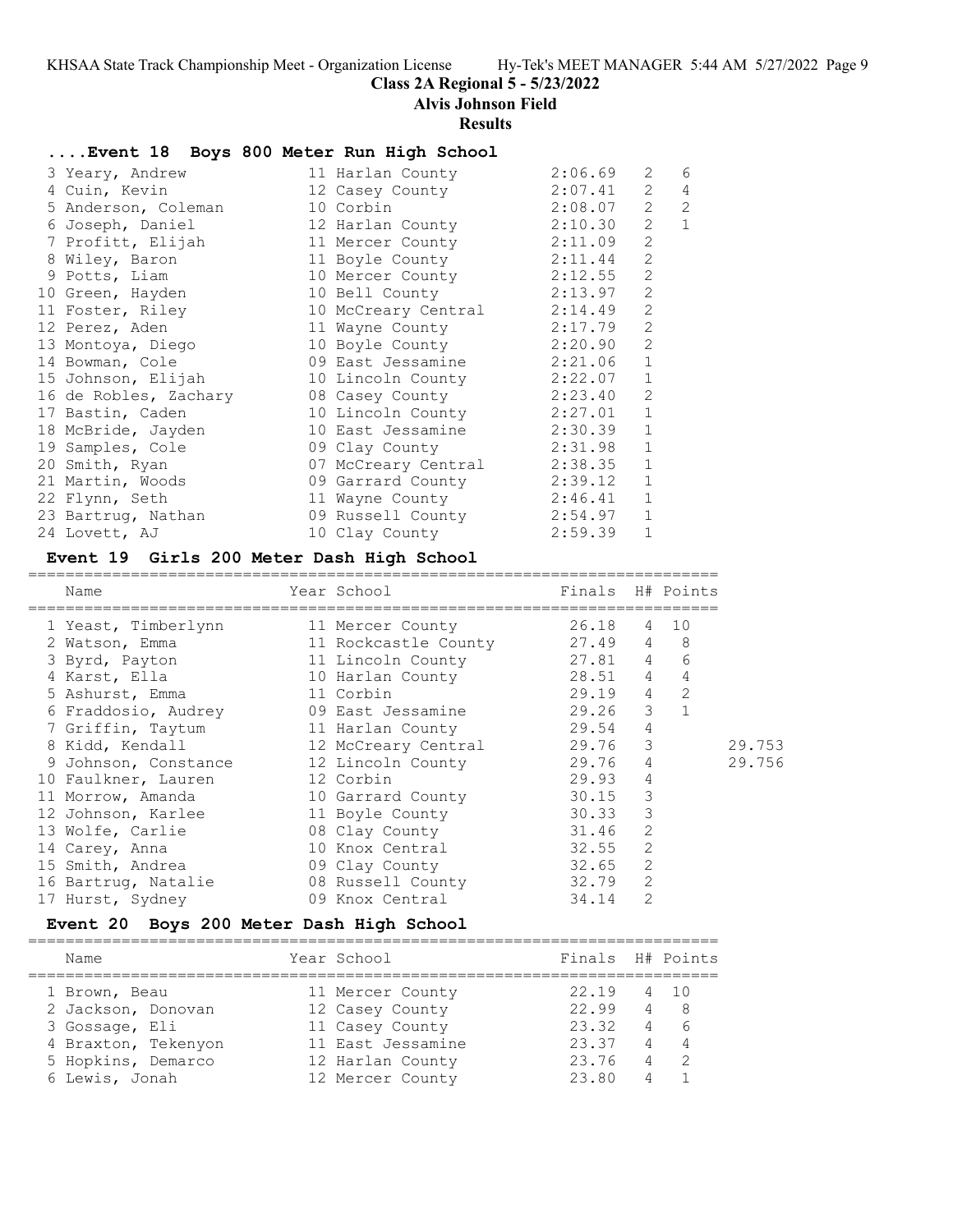## Class 2A Regional 5 - 5/23/2022

## Alvis Johnson Field

## Results

### ....Event 18 Boys 800 Meter Run High School

| Name | Year | School | Finals | H# | Points |
|---|---|---|---|---|---|
| 3 Yeary, Andrew | 11 | Harlan County | 2:06.69 | 2 | 6 |
| 4 Cuin, Kevin | 12 | Casey County | 2:07.41 | 2 | 4 |
| 5 Anderson, Coleman | 10 | Corbin | 2:08.07 | 2 | 2 |
| 6 Joseph, Daniel | 12 | Harlan County | 2:10.30 | 2 | 1 |
| 7 Profitt, Elijah | 11 | Mercer County | 2:11.09 | 2 | |
| 8 Wiley, Baron | 11 | Boyle County | 2:11.44 | 2 | |
| 9 Potts, Liam | 10 | Mercer County | 2:12.55 | 2 | |
| 10 Green, Hayden | 10 | Bell County | 2:13.97 | 2 | |
| 11 Foster, Riley | 10 | McCreary Central | 2:14.49 | 2 | |
| 12 Perez, Aden | 11 | Wayne County | 2:17.79 | 2 | |
| 13 Montoya, Diego | 10 | Boyle County | 2:20.90 | 2 | |
| 14 Bowman, Cole | 09 | East Jessamine | 2:21.06 | 1 | |
| 15 Johnson, Elijah | 10 | Lincoln County | 2:22.07 | 1 | |
| 16 de Robles, Zachary | 08 | Casey County | 2:23.40 | 2 | |
| 17 Bastin, Caden | 10 | Lincoln County | 2:27.01 | 1 | |
| 18 McBride, Jayden | 10 | East Jessamine | 2:30.39 | 1 | |
| 19 Samples, Cole | 09 | Clay County | 2:31.98 | 1 | |
| 20 Smith, Ryan | 07 | McCreary Central | 2:38.35 | 1 | |
| 21 Martin, Woods | 09 | Garrard County | 2:39.12 | 1 | |
| 22 Flynn, Seth | 11 | Wayne County | 2:46.41 | 1 | |
| 23 Bartrug, Nathan | 09 | Russell County | 2:54.97 | 1 | |
| 24 Lovett, AJ | 10 | Clay County | 2:59.39 | 1 | |

### Event 19 Girls 200 Meter Dash High School

| Name | Year | School | Finals | H# | Points | |
|---|---|---|---|---|---|---|
| 1 Yeast, Timberlynn | 11 | Mercer County | 26.18 | 4 | 10 | |
| 2 Watson, Emma | 11 | Rockcastle County | 27.49 | 4 | 8 | |
| 3 Byrd, Payton | 11 | Lincoln County | 27.81 | 4 | 6 | |
| 4 Karst, Ella | 10 | Harlan County | 28.51 | 4 | 4 | |
| 5 Ashurst, Emma | 11 | Corbin | 29.19 | 4 | 2 | |
| 6 Fraddosio, Audrey | 09 | East Jessamine | 29.26 | 3 | 1 | |
| 7 Griffin, Taytum | 11 | Harlan County | 29.54 | 4 | | |
| 8 Kidd, Kendall | 12 | McCreary Central | 29.76 | 3 | | 29.753 |
| 9 Johnson, Constance | 12 | Lincoln County | 29.76 | 4 | | 29.756 |
| 10 Faulkner, Lauren | 12 | Corbin | 29.93 | 4 | | |
| 11 Morrow, Amanda | 10 | Garrard County | 30.15 | 3 | | |
| 12 Johnson, Karlee | 11 | Boyle County | 30.33 | 3 | | |
| 13 Wolfe, Carlie | 08 | Clay County | 31.46 | 2 | | |
| 14 Carey, Anna | 10 | Knox Central | 32.55 | 2 | | |
| 15 Smith, Andrea | 09 | Clay County | 32.65 | 2 | | |
| 16 Bartrug, Natalie | 08 | Russell County | 32.79 | 2 | | |
| 17 Hurst, Sydney | 09 | Knox Central | 34.14 | 2 | | |

### Event 20 Boys 200 Meter Dash High School

| Name | Year | School | Finals | H# | Points |
|---|---|---|---|---|---|
| 1 Brown, Beau | 11 | Mercer County | 22.19 | 4 | 10 |
| 2 Jackson, Donovan | 12 | Casey County | 22.99 | 4 | 8 |
| 3 Gossage, Eli | 11 | Casey County | 23.32 | 4 | 6 |
| 4 Braxton, Tekenyon | 11 | East Jessamine | 23.37 | 4 | 4 |
| 5 Hopkins, Demarco | 12 | Harlan County | 23.76 | 4 | 2 |
| 6 Lewis, Jonah | 12 | Mercer County | 23.80 | 4 | 1 |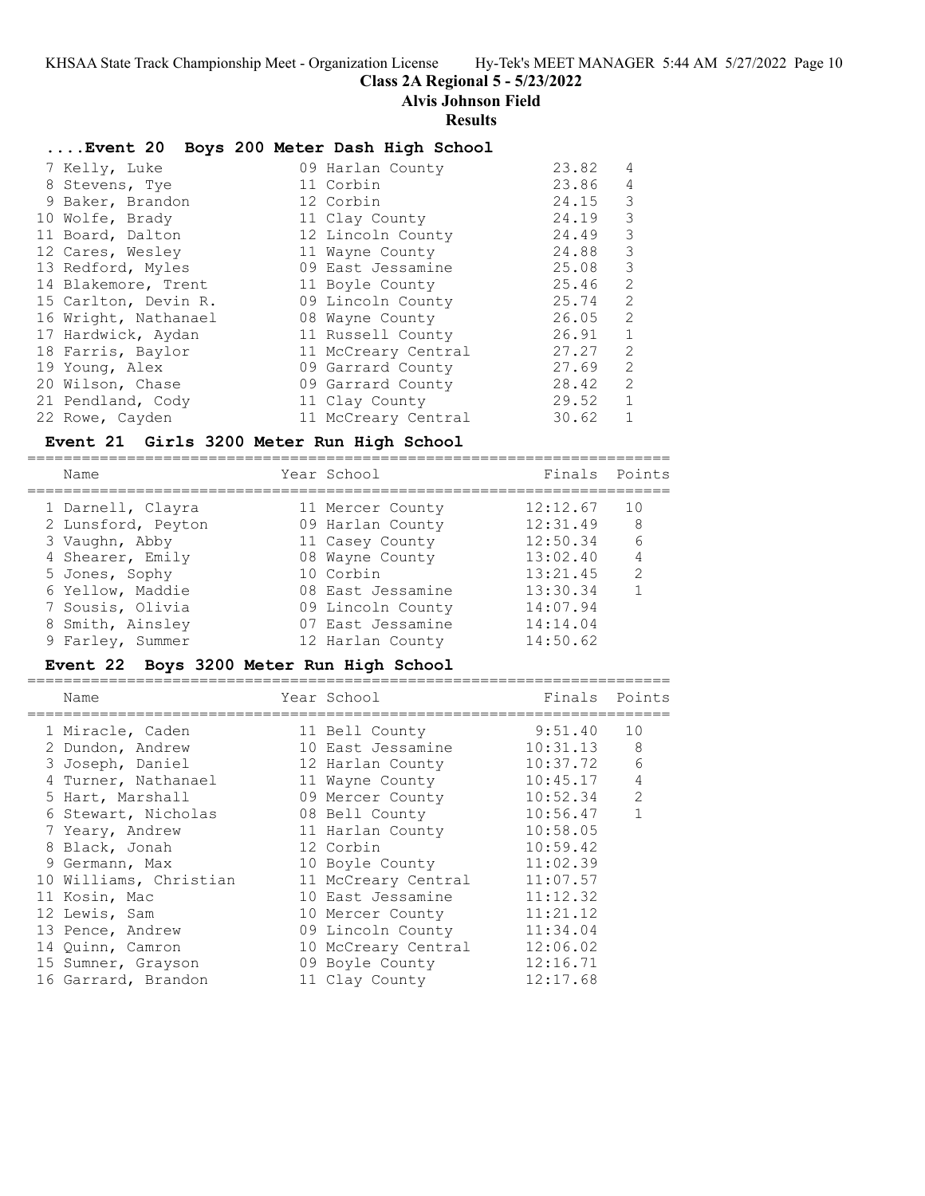## ....Event 20 Boys 200 Meter Dash High School

| | Name | Year | School | Finals | Points |
|---|---|---|---|---|---|
| 7 | Kelly, Luke | 09 | Harlan County | 23.82 | 4 |
| 8 | Stevens, Tye | 11 | Corbin | 23.86 | 4 |
| 9 | Baker, Brandon | 12 | Corbin | 24.15 | 3 |
| 10 | Wolfe, Brady | 11 | Clay County | 24.19 | 3 |
| 11 | Board, Dalton | 12 | Lincoln County | 24.49 | 3 |
| 12 | Cares, Wesley | 11 | Wayne County | 24.88 | 3 |
| 13 | Redford, Myles | 09 | East Jessamine | 25.08 | 3 |
| 14 | Blakemore, Trent | 11 | Boyle County | 25.46 | 2 |
| 15 | Carlton, Devin R. | 09 | Lincoln County | 25.74 | 2 |
| 16 | Wright, Nathanael | 08 | Wayne County | 26.05 | 2 |
| 17 | Hardwick, Aydan | 11 | Russell County | 26.91 | 1 |
| 18 | Farris, Baylor | 11 | McCreary Central | 27.27 | 2 |
| 19 | Young, Alex | 09 | Garrard County | 27.69 | 2 |
| 20 | Wilson, Chase | 09 | Garrard County | 28.42 | 2 |
| 21 | Pendland, Cody | 11 | Clay County | 29.52 | 1 |
| 22 | Rowe, Cayden | 11 | McCreary Central | 30.62 | 1 |

## Event 21 Girls 3200 Meter Run High School

| | Name | Year | School | Finals | Points |
|---|---|---|---|---|---|
| 1 | Darnell, Clayra | 11 | Mercer County | 12:12.67 | 10 |
| 2 | Lunsford, Peyton | 09 | Harlan County | 12:31.49 | 8 |
| 3 | Vaughn, Abby | 11 | Casey County | 12:50.34 | 6 |
| 4 | Shearer, Emily | 08 | Wayne County | 13:02.40 | 4 |
| 5 | Jones, Sophy | 10 | Corbin | 13:21.45 | 2 |
| 6 | Yellow, Maddie | 08 | East Jessamine | 13:30.34 | 1 |
| 7 | Sousis, Olivia | 09 | Lincoln County | 14:07.94 | |
| 8 | Smith, Ainsley | 07 | East Jessamine | 14:14.04 | |
| 9 | Farley, Summer | 12 | Harlan County | 14:50.62 | |

## Event 22 Boys 3200 Meter Run High School

| | Name | Year | School | Finals | Points |
|---|---|---|---|---|---|
| 1 | Miracle, Caden | 11 | Bell County | 9:51.40 | 10 |
| 2 | Dundon, Andrew | 10 | East Jessamine | 10:31.13 | 8 |
| 3 | Joseph, Daniel | 12 | Harlan County | 10:37.72 | 6 |
| 4 | Turner, Nathanael | 11 | Wayne County | 10:45.17 | 4 |
| 5 | Hart, Marshall | 09 | Mercer County | 10:52.34 | 2 |
| 6 | Stewart, Nicholas | 08 | Bell County | 10:56.47 | 1 |
| 7 | Yeary, Andrew | 11 | Harlan County | 10:58.05 | |
| 8 | Black, Jonah | 12 | Corbin | 10:59.42 | |
| 9 | Germann, Max | 10 | Boyle County | 11:02.39 | |
| 10 | Williams, Christian | 11 | McCreary Central | 11:07.57 | |
| 11 | Kosin, Mac | 10 | East Jessamine | 11:12.32 | |
| 12 | Lewis, Sam | 10 | Mercer County | 11:21.12 | |
| 13 | Pence, Andrew | 09 | Lincoln County | 11:34.04 | |
| 14 | Quinn, Camron | 10 | McCreary Central | 12:06.02 | |
| 15 | Sumner, Grayson | 09 | Boyle County | 12:16.71 | |
| 16 | Garrard, Brandon | 11 | Clay County | 12:17.68 | |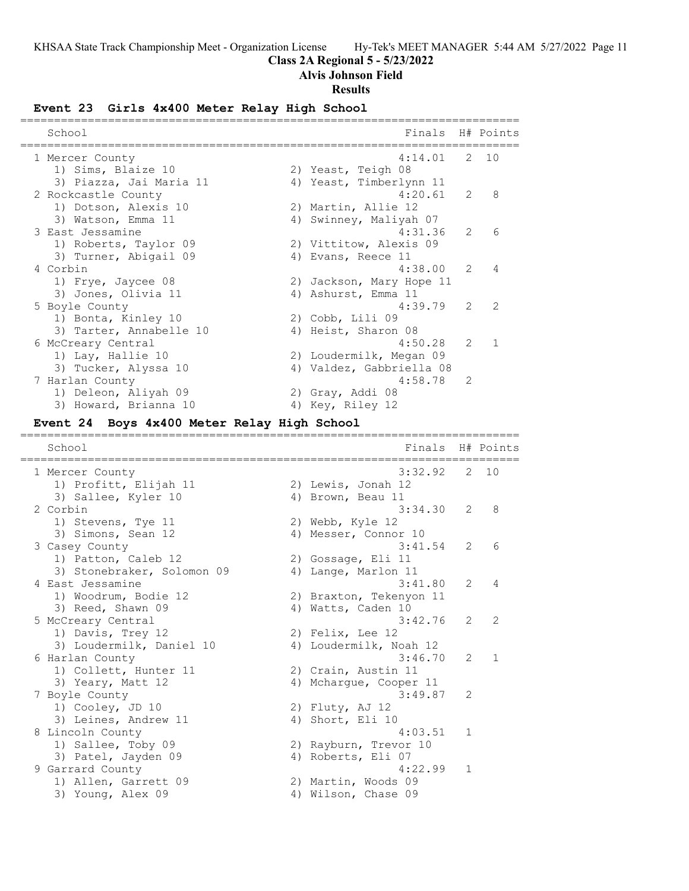## Class 2A Regional 5 - 5/23/2022

## Alvis Johnson Field

## Results

### Event 23 Girls 4x400 Meter Relay High School

| School | Finals | H# | Points |
|---|---|---|---|
| 1 Mercer County | 4:14.01 | 2 | 10 |
| 1) Sims, Blaize 10; 2) Yeast, Teigh 08; 3) Piazza, Jai Maria 11; 4) Yeast, Timberlynn 11 | | | |
| 2 Rockcastle County | 4:20.61 | 2 | 8 |
| 1) Dotson, Alexis 10; 2) Martin, Allie 12; 3) Watson, Emma 11; 4) Swinney, Maliyah 07 | | | |
| 3 East Jessamine | 4:31.36 | 2 | 6 |
| 1) Roberts, Taylor 09; 2) Vittitow, Alexis 09; 3) Turner, Abigail 09; 4) Evans, Reece 11 | | | |
| 4 Corbin | 4:38.00 | 2 | 4 |
| 1) Frye, Jaycee 08; 2) Jackson, Mary Hope 11; 3) Jones, Olivia 11; 4) Ashurst, Emma 11 | | | |
| 5 Boyle County | 4:39.79 | 2 | 2 |
| 1) Bonta, Kinley 10; 2) Cobb, Lili 09; 3) Tarter, Annabelle 10; 4) Heist, Sharon 08 | | | |
| 6 McCreary Central | 4:50.28 | 2 | 1 |
| 1) Lay, Hallie 10; 2) Loudermilk, Megan 09; 3) Tucker, Alyssa 10; 4) Valdez, Gabbriella 08 | | | |
| 7 Harlan County | 4:58.78 | 2 | |
| 1) Deleon, Aliyah 09; 2) Gray, Addi 08; 3) Howard, Brianna 10; 4) Key, Riley 12 | | | |

### Event 24 Boys 4x400 Meter Relay High School

| School | Finals | H# | Points |
|---|---|---|---|
| 1 Mercer County | 3:32.92 | 2 | 10 |
| 1) Profitt, Elijah 11; 2) Lewis, Jonah 12; 3) Sallee, Kyler 10; 4) Brown, Beau 11 | | | |
| 2 Corbin | 3:34.30 | 2 | 8 |
| 1) Stevens, Tye 11; 2) Webb, Kyle 12; 3) Simons, Sean 12; 4) Messer, Connor 10 | | | |
| 3 Casey County | 3:41.54 | 2 | 6 |
| 1) Patton, Caleb 12; 2) Gossage, Eli 11; 3) Stonebraker, Solomon 09; 4) Lange, Marlon 11 | | | |
| 4 East Jessamine | 3:41.80 | 2 | 4 |
| 1) Woodrum, Bodie 12; 2) Braxton, Tekenyon 11; 3) Reed, Shawn 09; 4) Watts, Caden 10 | | | |
| 5 McCreary Central | 3:42.76 | 2 | 2 |
| 1) Davis, Trey 12; 2) Felix, Lee 12; 3) Loudermilk, Daniel 10; 4) Loudermilk, Noah 12 | | | |
| 6 Harlan County | 3:46.70 | 2 | 1 |
| 1) Collett, Hunter 11; 2) Crain, Austin 11; 3) Yeary, Matt 12; 4) Mchargue, Cooper 11 | | | |
| 7 Boyle County | 3:49.87 | 2 | |
| 1) Cooley, JD 10; 2) Fluty, AJ 12; 3) Leines, Andrew 11; 4) Short, Eli 10 | | | |
| 8 Lincoln County | 4:03.51 | 1 | |
| 1) Sallee, Toby 09; 2) Rayburn, Trevor 10; 3) Patel, Jayden 09; 4) Roberts, Eli 07 | | | |
| 9 Garrard County | 4:22.99 | 1 | |
| 1) Allen, Garrett 09; 2) Martin, Woods 09; 3) Young, Alex 09; 4) Wilson, Chase 09 | | | |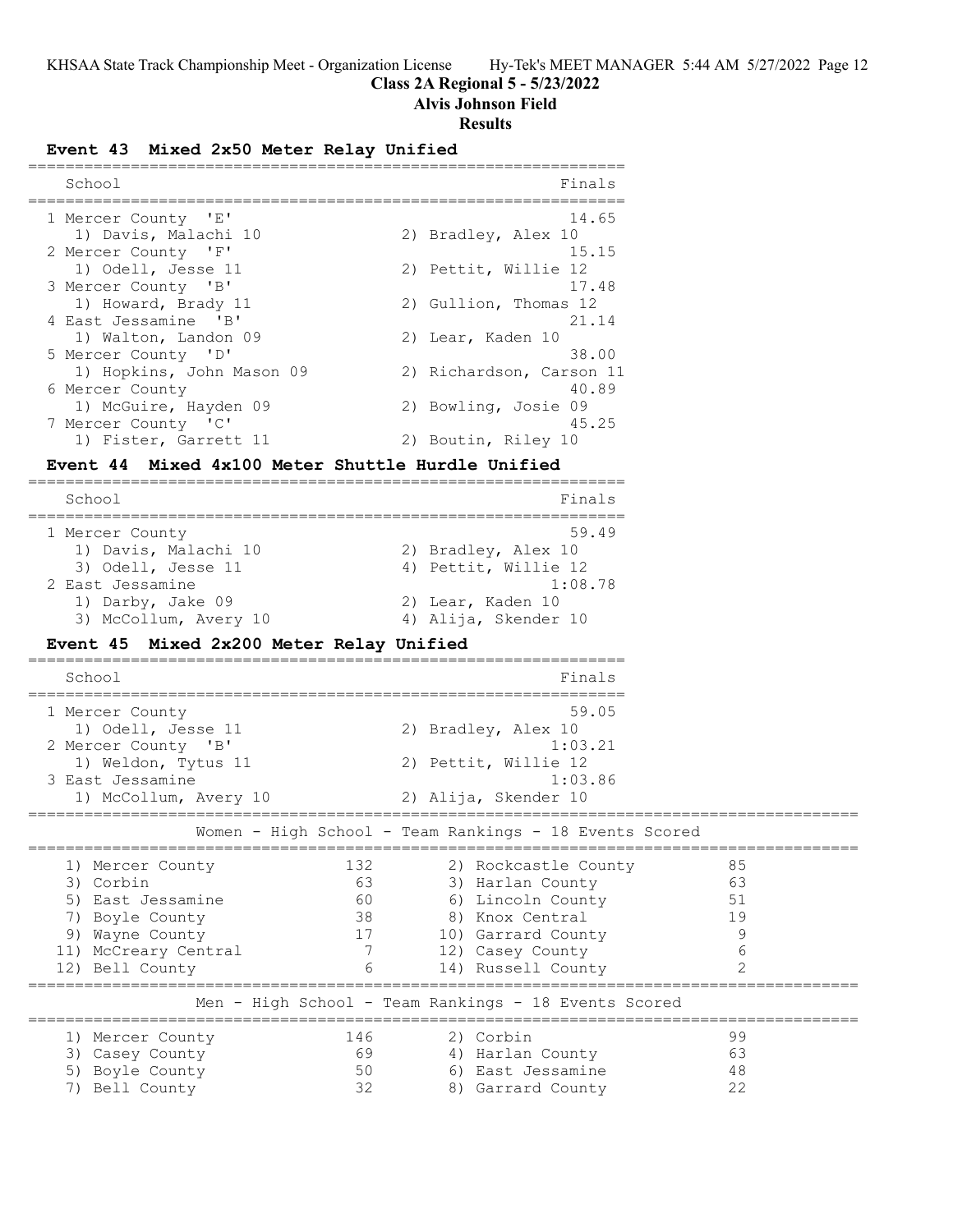## Class 2A Regional 5 - 5/23/2022

## Alvis Johnson Field

## Results

### Event 43 Mixed 2x50 Meter Relay Unified

| Place | School | Finals |
|---|---|---|
| 1 | Mercer County 'E' | 14.65 |
| | 1) Davis, Malachi 10; 2) Bradley, Alex 10 | |
| 2 | Mercer County 'F' | 15.15 |
| | 1) Odell, Jesse 11; 2) Pettit, Willie 12 | |
| 3 | Mercer County 'B' | 17.48 |
| | 1) Howard, Brady 11; 2) Gullion, Thomas 12 | |
| 4 | East Jessamine 'B' | 21.14 |
| | 1) Walton, Landon 09; 2) Lear, Kaden 10 | |
| 5 | Mercer County 'D' | 38.00 |
| | 1) Hopkins, John Mason 09; 2) Richardson, Carson 11 | |
| 6 | Mercer County | 40.89 |
| | 1) McGuire, Hayden 09; 2) Bowling, Josie 09 | |
| 7 | Mercer County 'C' | 45.25 |
| | 1) Fister, Garrett 11; 2) Boutin, Riley 10 | |

### Event 44 Mixed 4x100 Meter Shuttle Hurdle Unified

| Place | School | Finals |
|---|---|---|
| 1 | Mercer County | 59.49 |
| | 1) Davis, Malachi 10; 2) Bradley, Alex 10; 3) Odell, Jesse 11; 4) Pettit, Willie 12 | |
| 2 | East Jessamine | 1:08.78 |
| | 1) Darby, Jake 09; 2) Lear, Kaden 10; 3) McCollum, Avery 10; 4) Alija, Skender 10 | |

### Event 45 Mixed 2x200 Meter Relay Unified

| Place | School | Finals |
|---|---|---|
| 1 | Mercer County | 59.05 |
| | 1) Odell, Jesse 11; 2) Bradley, Alex 10 | |
| 2 | Mercer County 'B' | 1:03.21 |
| | 1) Weldon, Tytus 11; 2) Pettit, Willie 12 | |
| 3 | East Jessamine | 1:03.86 |
| | 1) McCollum, Avery 10; 2) Alija, Skender 10 | |

### Women - High School - Team Rankings - 18 Events Scored

| Rank | Team | Points | Rank | Team | Points |
|---|---|---|---|---|---|
| 1) | Mercer County | 132 | 2) | Rockcastle County | 85 |
| 3) | Corbin | 63 | 3) | Harlan County | 63 |
| 5) | East Jessamine | 60 | 6) | Lincoln County | 51 |
| 7) | Boyle County | 38 | 8) | Knox Central | 19 |
| 9) | Wayne County | 17 | 10) | Garrard County | 9 |
| 11) | McCreary Central | 7 | 12) | Casey County | 6 |
| 12) | Bell County | 6 | 14) | Russell County | 2 |

### Men - High School - Team Rankings - 18 Events Scored

| Rank | Team | Points | Rank | Team | Points |
|---|---|---|---|---|---|
| 1) | Mercer County | 146 | 2) | Corbin | 99 |
| 3) | Casey County | 69 | 4) | Harlan County | 63 |
| 5) | Boyle County | 50 | 6) | East Jessamine | 48 |
| 7) | Bell County | 32 | 8) | Garrard County | 22 |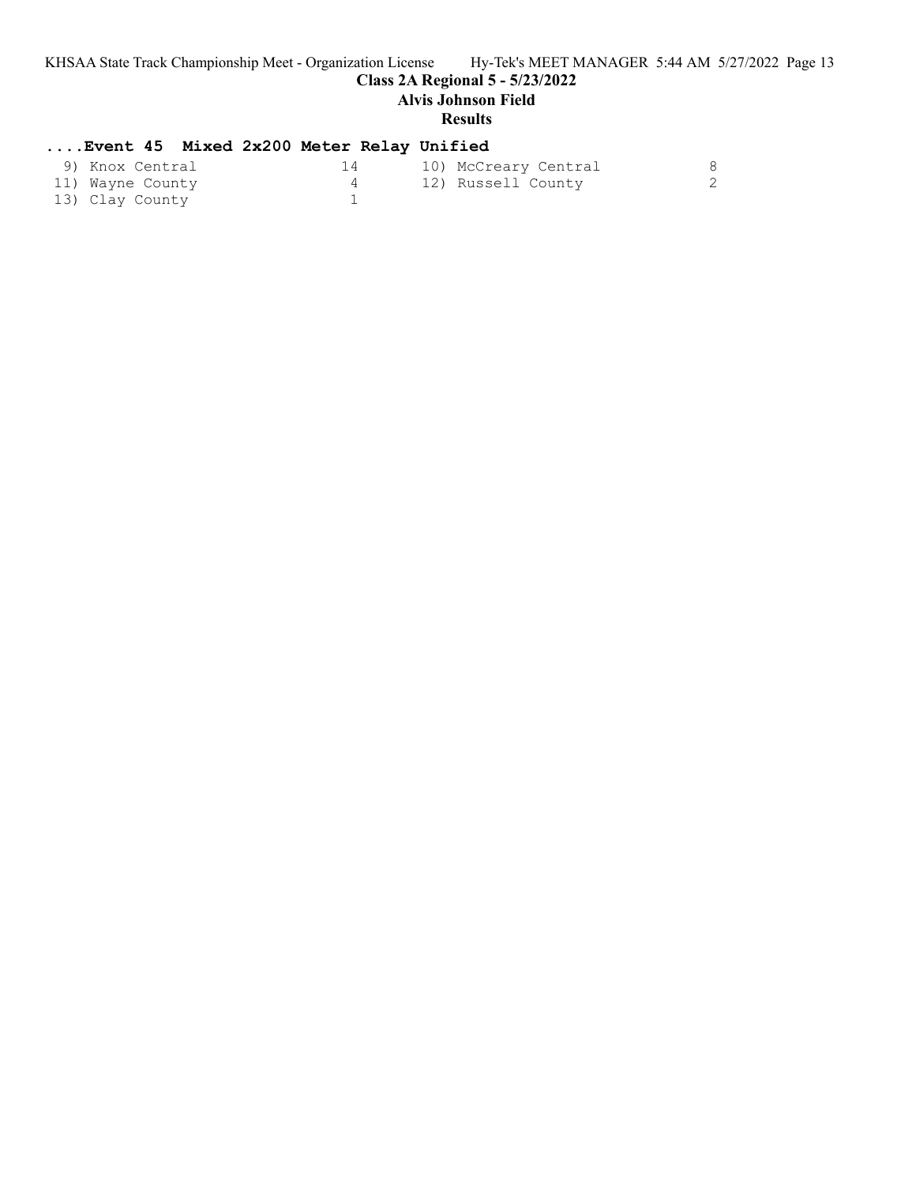### ....Event 45 Mixed 2x200 Meter Relay Unified

| | | | |
|---|---|---|---|
| 9) Knox Central | 14 | 10) McCreary Central | 8 |
| 11) Wayne County | 4 | 12) Russell County | 2 |
| 13) Clay County | 1 | | |